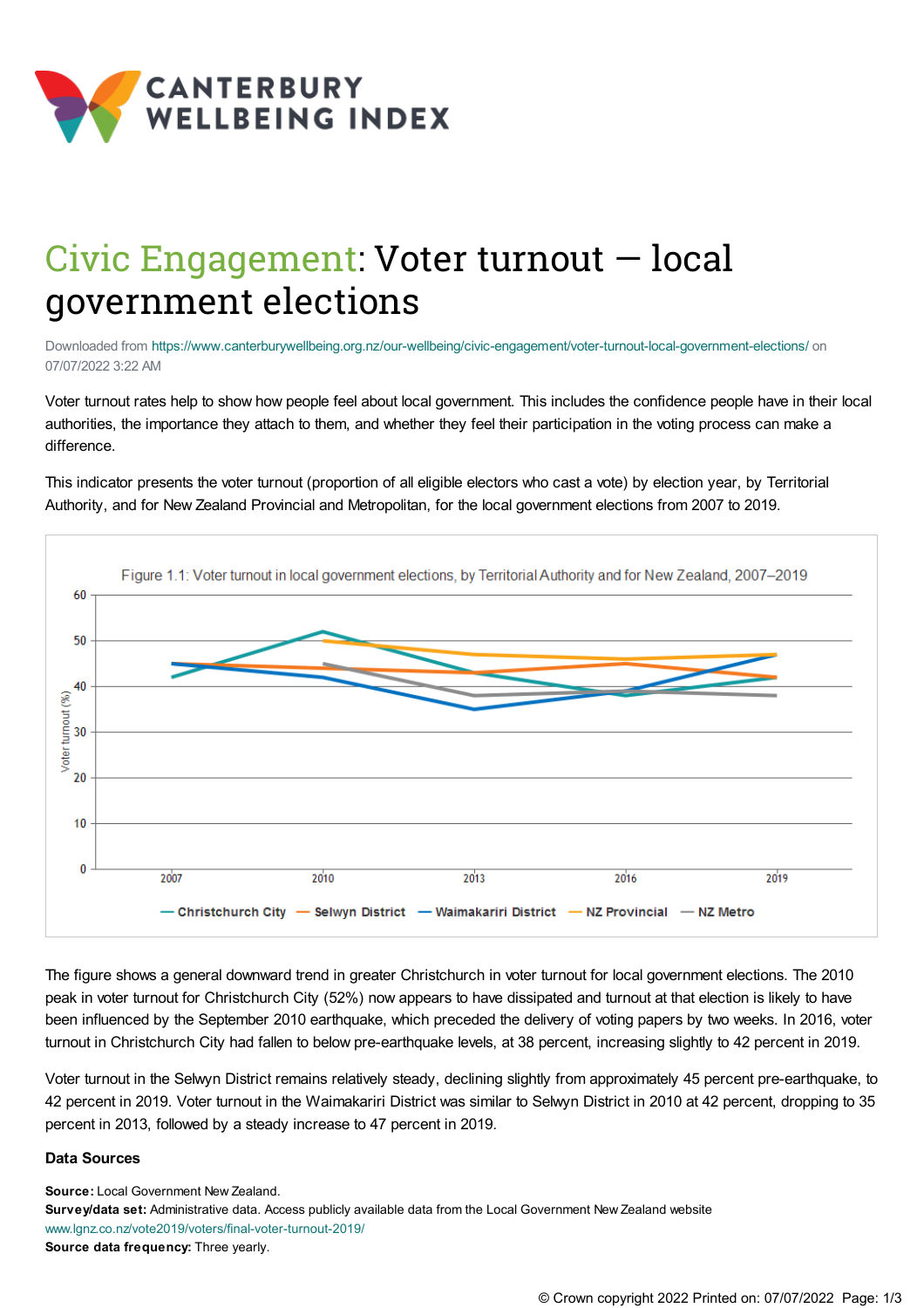# Civic Engagement: Voter turnout — local government elections

Downloaded from https://www.canterburywellbeing.org.nz/our-wellbeing/civic-engagement/voter-turnout-local-government-elections/ on 07/07/2022 3:22 AM

Voter turnout rates help to show how people feel about local government. This includes the confidence people have in their local authorities, the importance they attach to them, and whether they feel their participation in the voting process can make a difference.

This indicator presents the voter turnout (proportion of all eligible electors who cast a vote) by election year, by Territorial Authority, and for New Zealand Provincial and Metropolitan, for the local government elections from 2007 to 2019.

Figure 1.1: Voter turnout in local government elections, by Territorial Authority and for New Zealand, 2007–2019

The figure shows a general downward trend in greater Christchurch in voter turnout for local government elections. The 2010 peak in voter turnout for Christchurch City (52%) now appears to have dissipated and turnout at that election is likely to have been influenced by the September 2010 earthquake, which preceded the delivery of voting papers by two weeks. In 2016, voter turnout in Christchurch City had fallen to below pre-earthquake levels, at 38 percent, increasing slightly to 42 percent in 2019.

Voter turnout in the Selwyn District remains relatively steady, declining slightly from approximately 45 percent pre-earthquake, to 42 percent in 2019. Voter turnout in the Waimakariri District was similar to Selwyn District in 2010 at 42 percent, dropping to 35 percent in 2013, followed by a steady increase to 47 percent in 2019.

### Data Sources

**Source:** Local Government New Zealand.
**Survey/data set:** Administrative data. Access publicly available data from the Local Government New Zealand website www.lgnz.co.nz/vote2019/voters/final-voter-turnout-2019/
**Source data frequency:** Three yearly.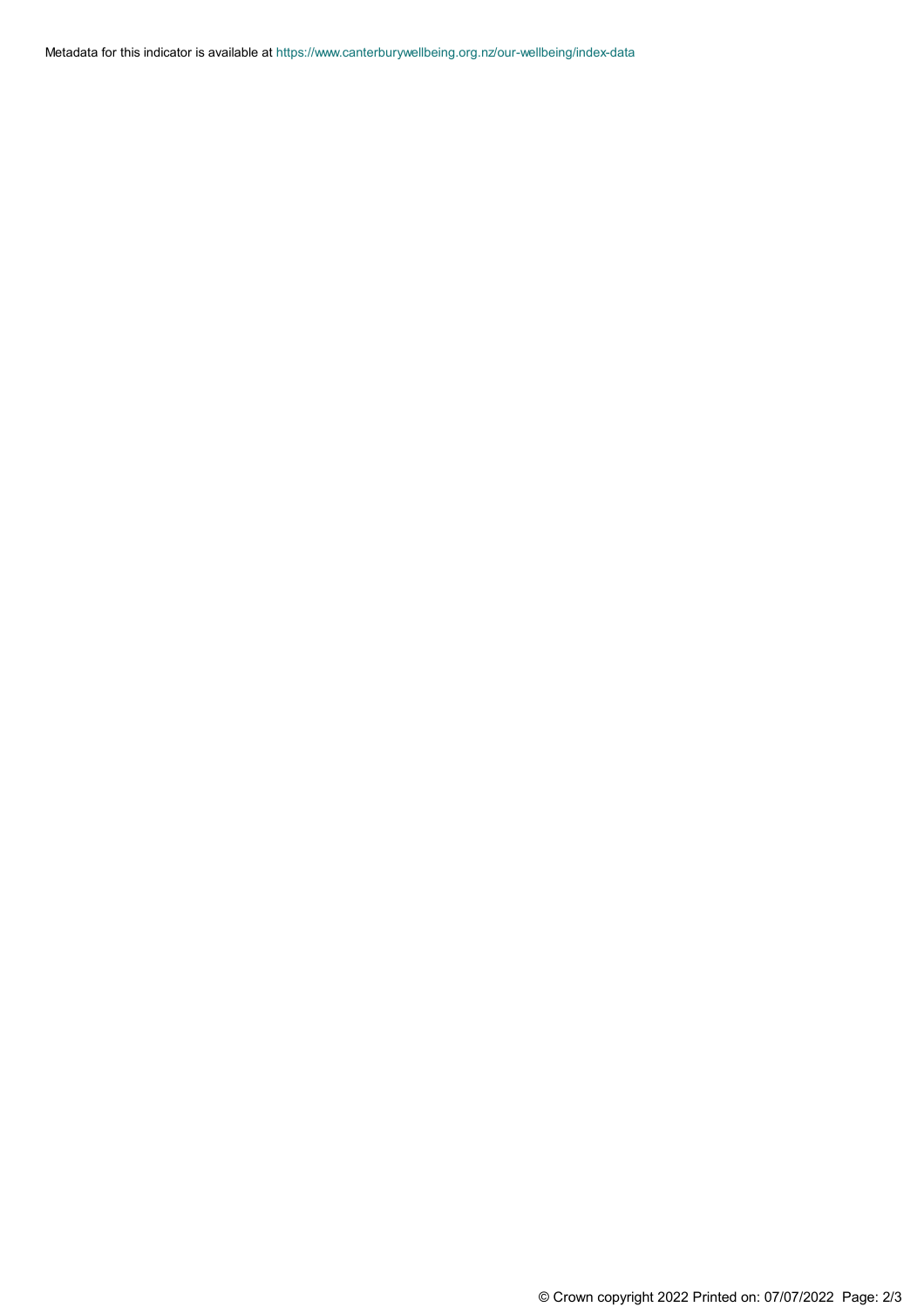Metadata for this indicator is available at https://www.canterburywellbeing.org.nz/our-wellbeing/index-data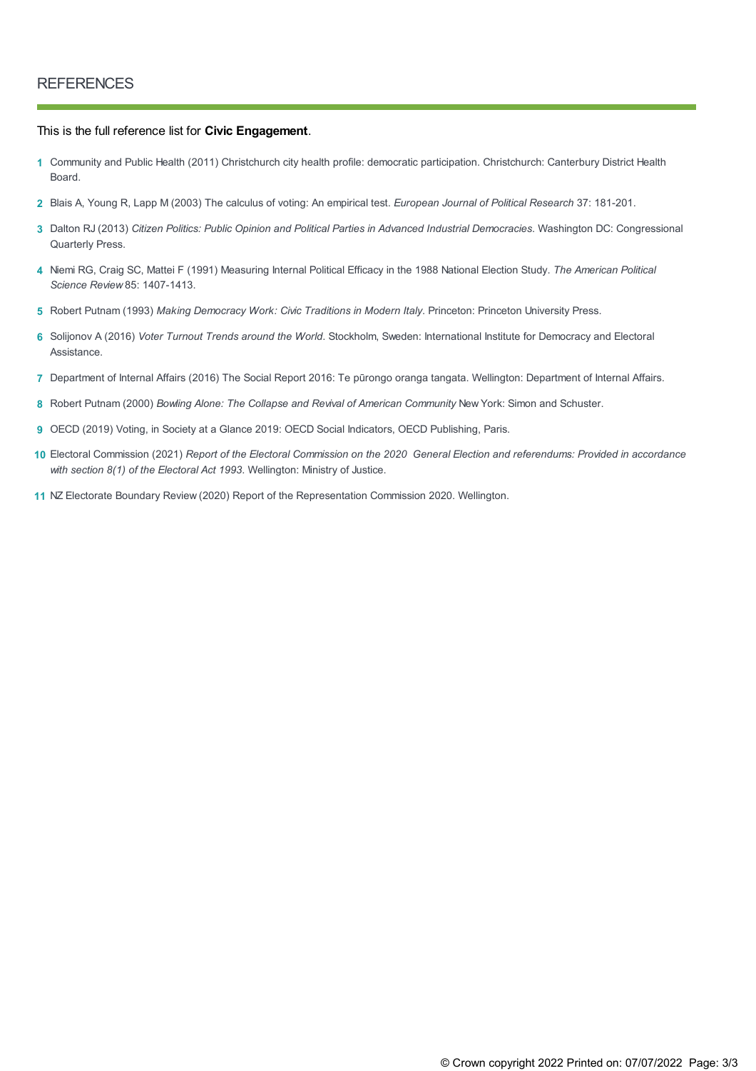## REFERENCES

This is the full reference list for **Civic Engagement**.

1. Community and Public Health (2011) Christchurch city health profile: democratic participation. Christchurch: Canterbury District Health Board.
2. Blais A, Young R, Lapp M (2003) The calculus of voting: An empirical test. *European Journal of Political Research* 37: 181-201.
3. Dalton RJ (2013) *Citizen Politics: Public Opinion and Political Parties in Advanced Industrial Democracies*. Washington DC: Congressional Quarterly Press.
4. Niemi RG, Craig SC, Mattei F (1991) Measuring Internal Political Efficacy in the 1988 National Election Study. *The American Political Science Review* 85: 1407-1413.
5. Robert Putnam (1993) *Making Democracy Work: Civic Traditions in Modern Italy*. Princeton: Princeton University Press.
6. Solijonov A (2016) *Voter Turnout Trends around the World*. Stockholm, Sweden: International Institute for Democracy and Electoral Assistance.
7. Department of Internal Affairs (2016) The Social Report 2016: Te pūrongo oranga tangata. Wellington: Department of Internal Affairs.
8. Robert Putnam (2000) *Bowling Alone: The Collapse and Revival of American Community* New York: Simon and Schuster.
9. OECD (2019) Voting, in Society at a Glance 2019: OECD Social Indicators, OECD Publishing, Paris.
10. Electoral Commission (2021) *Report of the Electoral Commission on the 2020 General Election and referendums: Provided in accordance with section 8(1) of the Electoral Act 1993*. Wellington: Ministry of Justice.
11. NZ Electorate Boundary Review (2020) Report of the Representation Commission 2020. Wellington.